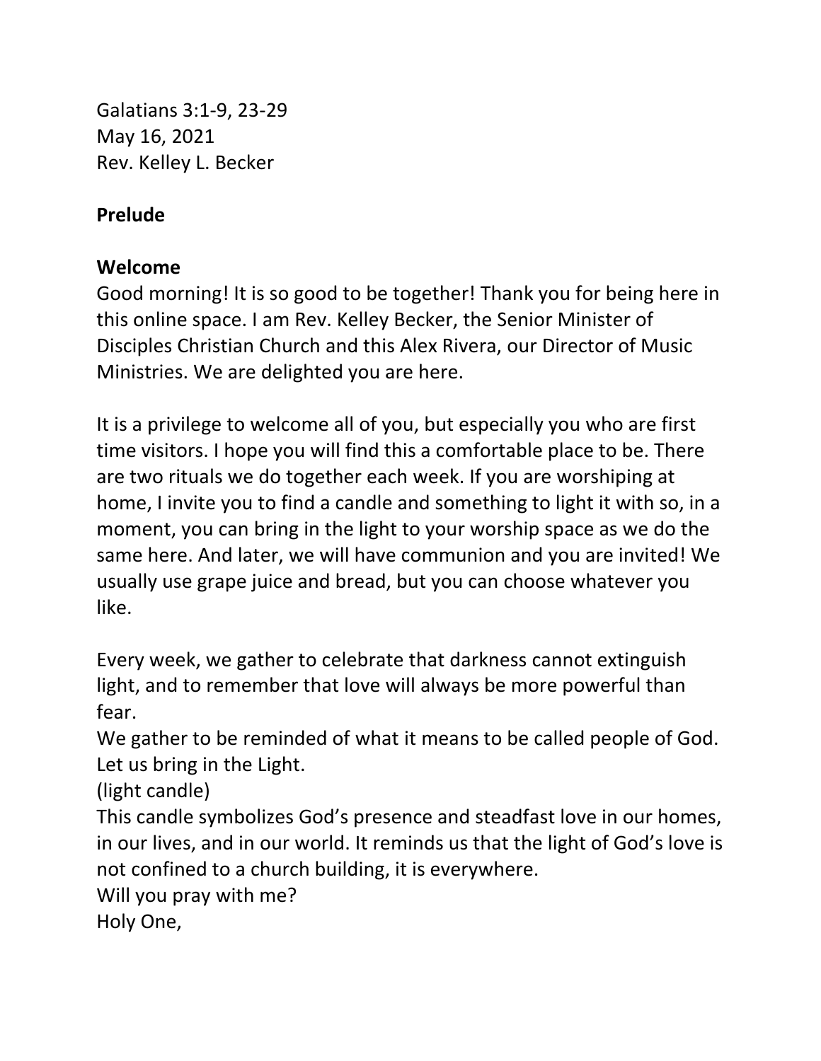Galatians 3:1-9, 23-29
May 16, 2021
Rev. Kelley L. Becker

**Prelude**

**Welcome**

Good morning! It is so good to be together! Thank you for being here in this online space. I am Rev. Kelley Becker, the Senior Minister of Disciples Christian Church and this Alex Rivera, our Director of Music Ministries. We are delighted you are here.

It is a privilege to welcome all of you, but especially you who are first time visitors. I hope you will find this a comfortable place to be. There are two rituals we do together each week. If you are worshiping at home, I invite you to find a candle and something to light it with so, in a moment, you can bring in the light to your worship space as we do the same here. And later, we will have communion and you are invited! We usually use grape juice and bread, but you can choose whatever you like.

Every week, we gather to celebrate that darkness cannot extinguish light, and to remember that love will always be more powerful than fear.
We gather to be reminded of what it means to be called people of God.
Let us bring in the Light.
(light candle)
This candle symbolizes God's presence and steadfast love in our homes, in our lives, and in our world. It reminds us that the light of God's love is not confined to a church building, it is everywhere.
Will you pray with me?
Holy One,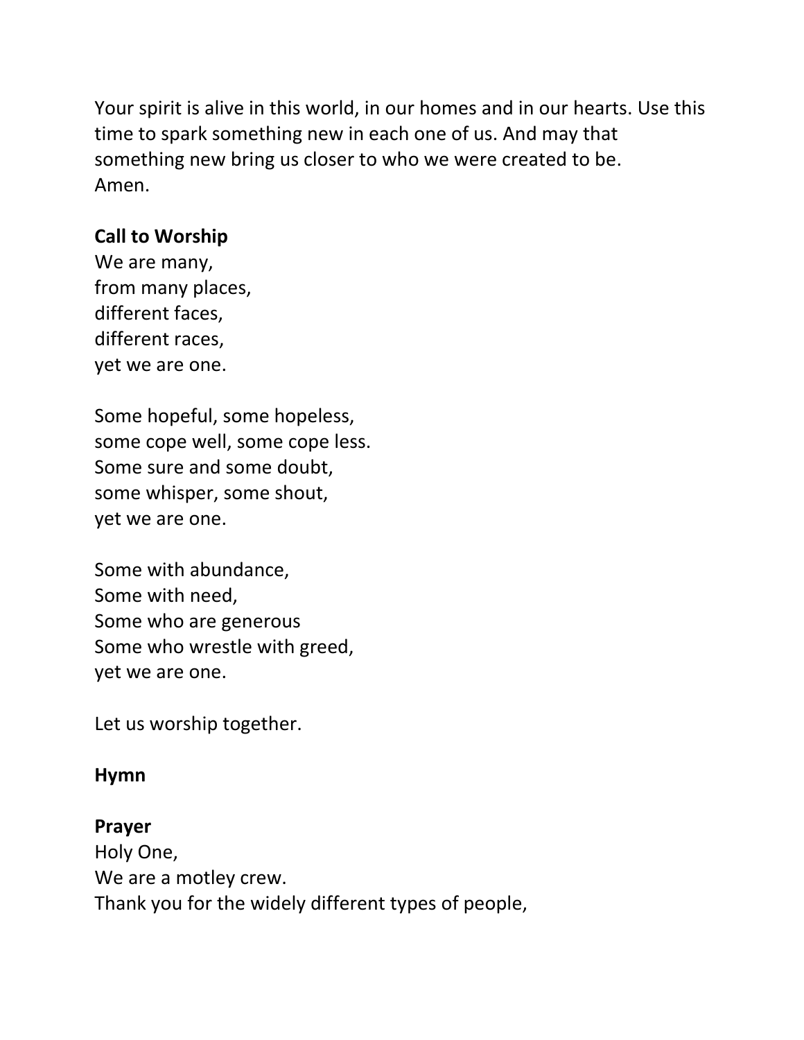Your spirit is alive in this world, in our homes and in our hearts. Use this time to spark something new in each one of us. And may that something new bring us closer to who we were created to be.
Amen.

**Call to Worship**

We are many,
from many places,
different faces,
different races,
yet we are one.

Some hopeful, some hopeless,
some cope well, some cope less.
Some sure and some doubt,
some whisper, some shout,
yet we are one.

Some with abundance,
Some with need,
Some who are generous
Some who wrestle with greed,
yet we are one.

Let us worship together.

**Hymn**

**Prayer**

Holy One,
We are a motley crew.
Thank you for the widely different types of people,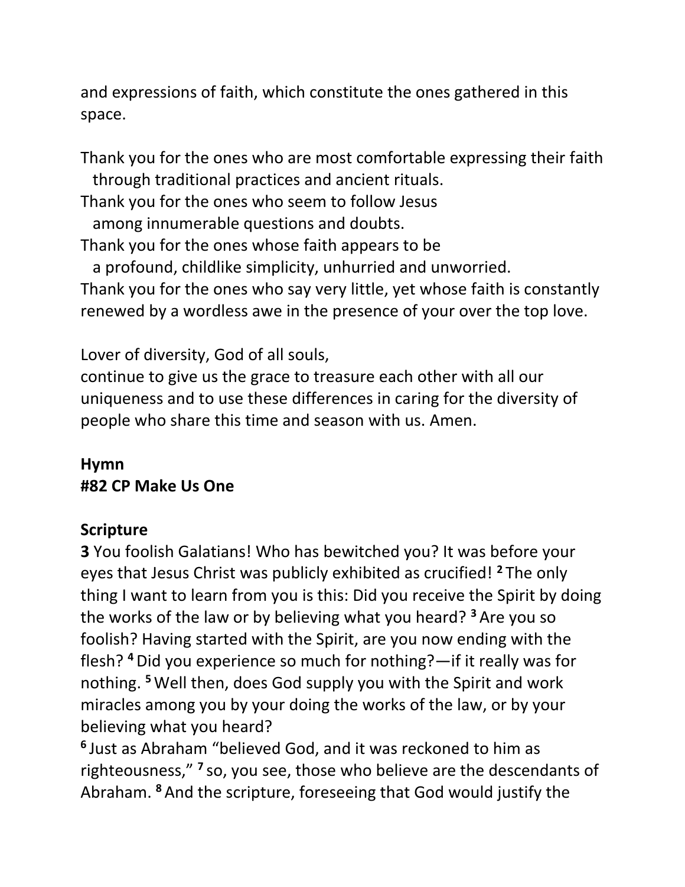and expressions of faith, which constitute the ones gathered in this space.

Thank you for the ones who are most comfortable expressing their faith
 through traditional practices and ancient rituals.
Thank you for the ones who seem to follow Jesus
 among innumerable questions and doubts.
Thank you for the ones whose faith appears to be
 a profound, childlike simplicity, unhurried and unworried.
Thank you for the ones who say very little, yet whose faith is constantly renewed by a wordless awe in the presence of your over the top love.

Lover of diversity, God of all souls,
continue to give us the grace to treasure each other with all our uniqueness and to use these differences in caring for the diversity of people who share this time and season with us. Amen.

**Hymn**
**#82 CP Make Us One**

**Scripture**
**3** You foolish Galatians! Who has bewitched you? It was before your eyes that Jesus Christ was publicly exhibited as crucified! **2** The only thing I want to learn from you is this: Did you receive the Spirit by doing the works of the law or by believing what you heard? **3** Are you so foolish? Having started with the Spirit, are you now ending with the flesh? **4** Did you experience so much for nothing?—if it really was for nothing. **5** Well then, does God supply you with the Spirit and work miracles among you by your doing the works of the law, or by your believing what you heard?
**6** Just as Abraham "believed God, and it was reckoned to him as righteousness," **7** so, you see, those who believe are the descendants of Abraham. **8** And the scripture, foreseeing that God would justify the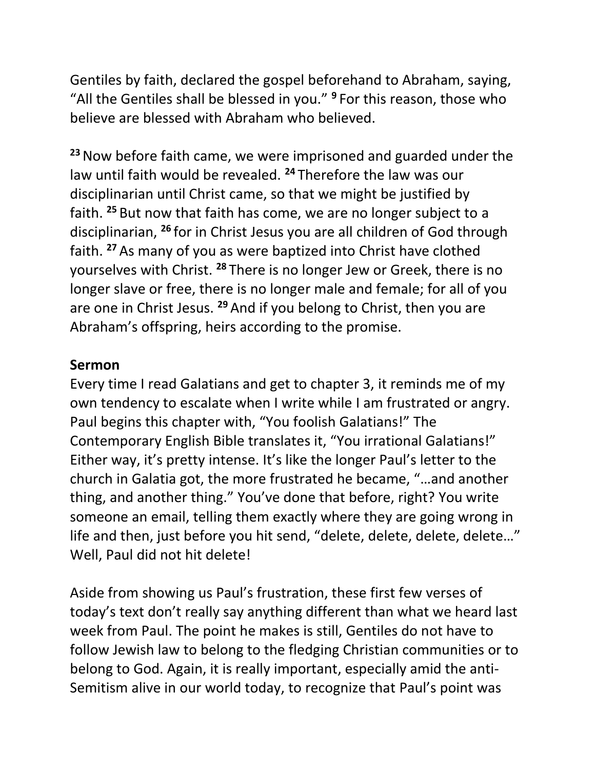Gentiles by faith, declared the gospel beforehand to Abraham, saying, "All the Gentiles shall be blessed in you." [9] For this reason, those who believe are blessed with Abraham who believed.

[23] Now before faith came, we were imprisoned and guarded under the law until faith would be revealed. [24] Therefore the law was our disciplinarian until Christ came, so that we might be justified by faith. [25] But now that faith has come, we are no longer subject to a disciplinarian, [26] for in Christ Jesus you are all children of God through faith. [27] As many of you as were baptized into Christ have clothed yourselves with Christ. [28] There is no longer Jew or Greek, there is no longer slave or free, there is no longer male and female; for all of you are one in Christ Jesus. [29] And if you belong to Christ, then you are Abraham's offspring, heirs according to the promise.

**Sermon**

Every time I read Galatians and get to chapter 3, it reminds me of my own tendency to escalate when I write while I am frustrated or angry. Paul begins this chapter with, "You foolish Galatians!" The Contemporary English Bible translates it, "You irrational Galatians!" Either way, it's pretty intense. It's like the longer Paul's letter to the church in Galatia got, the more frustrated he became, "…and another thing, and another thing." You've done that before, right? You write someone an email, telling them exactly where they are going wrong in life and then, just before you hit send, "delete, delete, delete, delete…" Well, Paul did not hit delete!

Aside from showing us Paul's frustration, these first few verses of today's text don't really say anything different than what we heard last week from Paul. The point he makes is still, Gentiles do not have to follow Jewish law to belong to the fledging Christian communities or to belong to God. Again, it is really important, especially amid the anti-Semitism alive in our world today, to recognize that Paul's point was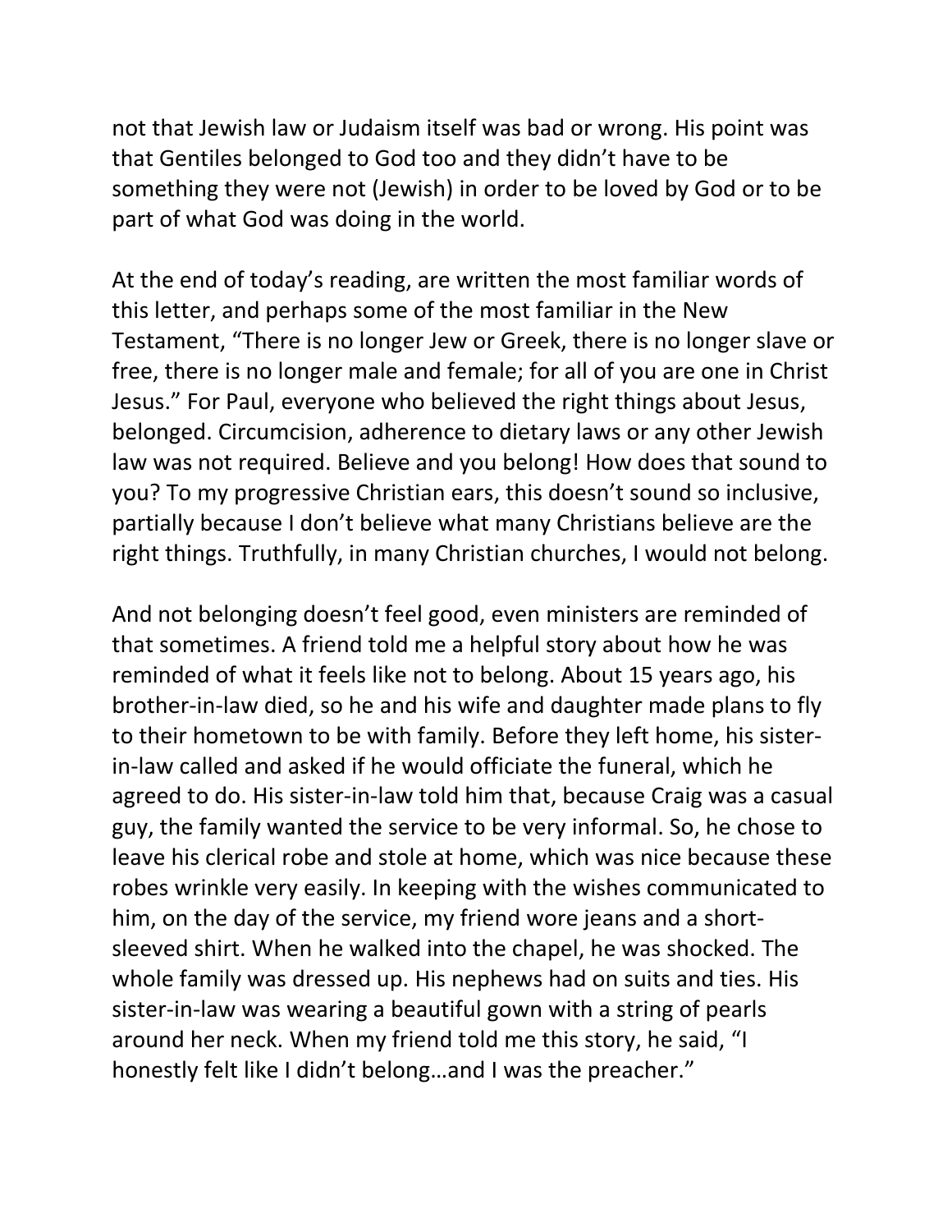not that Jewish law or Judaism itself was bad or wrong. His point was that Gentiles belonged to God too and they didn't have to be something they were not (Jewish) in order to be loved by God or to be part of what God was doing in the world.

At the end of today's reading, are written the most familiar words of this letter, and perhaps some of the most familiar in the New Testament, "There is no longer Jew or Greek, there is no longer slave or free, there is no longer male and female; for all of you are one in Christ Jesus." For Paul, everyone who believed the right things about Jesus, belonged. Circumcision, adherence to dietary laws or any other Jewish law was not required. Believe and you belong! How does that sound to you? To my progressive Christian ears, this doesn't sound so inclusive, partially because I don't believe what many Christians believe are the right things. Truthfully, in many Christian churches, I would not belong.

And not belonging doesn't feel good, even ministers are reminded of that sometimes. A friend told me a helpful story about how he was reminded of what it feels like not to belong. About 15 years ago, his brother-in-law died, so he and his wife and daughter made plans to fly to their hometown to be with family. Before they left home, his sister-in-law called and asked if he would officiate the funeral, which he agreed to do. His sister-in-law told him that, because Craig was a casual guy, the family wanted the service to be very informal. So, he chose to leave his clerical robe and stole at home, which was nice because these robes wrinkle very easily. In keeping with the wishes communicated to him, on the day of the service, my friend wore jeans and a short-sleeved shirt. When he walked into the chapel, he was shocked. The whole family was dressed up. His nephews had on suits and ties. His sister-in-law was wearing a beautiful gown with a string of pearls around her neck. When my friend told me this story, he said, "I honestly felt like I didn't belong…and I was the preacher."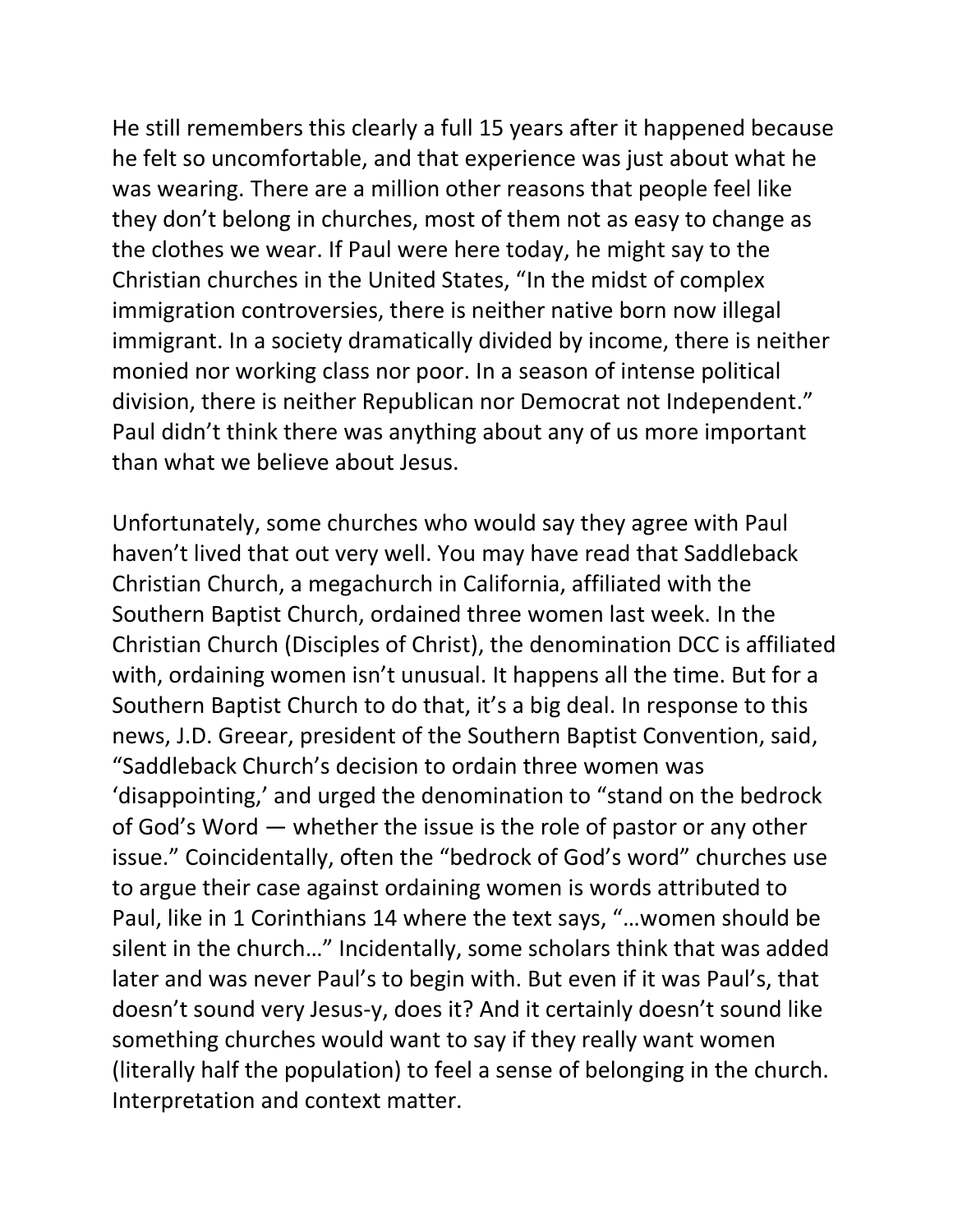He still remembers this clearly a full 15 years after it happened because he felt so uncomfortable, and that experience was just about what he was wearing. There are a million other reasons that people feel like they don't belong in churches, most of them not as easy to change as the clothes we wear. If Paul were here today, he might say to the Christian churches in the United States, "In the midst of complex immigration controversies, there is neither native born now illegal immigrant. In a society dramatically divided by income, there is neither monied nor working class nor poor. In a season of intense political division, there is neither Republican nor Democrat not Independent." Paul didn't think there was anything about any of us more important than what we believe about Jesus.

Unfortunately, some churches who would say they agree with Paul haven't lived that out very well. You may have read that Saddleback Christian Church, a megachurch in California, affiliated with the Southern Baptist Church, ordained three women last week. In the Christian Church (Disciples of Christ), the denomination DCC is affiliated with, ordaining women isn't unusual. It happens all the time. But for a Southern Baptist Church to do that, it's a big deal. In response to this news, J.D. Greear, president of the Southern Baptist Convention, said, "Saddleback Church's decision to ordain three women was 'disappointing,' and urged the denomination to "stand on the bedrock of God's Word — whether the issue is the role of pastor or any other issue." Coincidentally, often the "bedrock of God's word" churches use to argue their case against ordaining women is words attributed to Paul, like in 1 Corinthians 14 where the text says, "…women should be silent in the church…" Incidentally, some scholars think that was added later and was never Paul's to begin with. But even if it was Paul's, that doesn't sound very Jesus-y, does it? And it certainly doesn't sound like something churches would want to say if they really want women (literally half the population) to feel a sense of belonging in the church. Interpretation and context matter.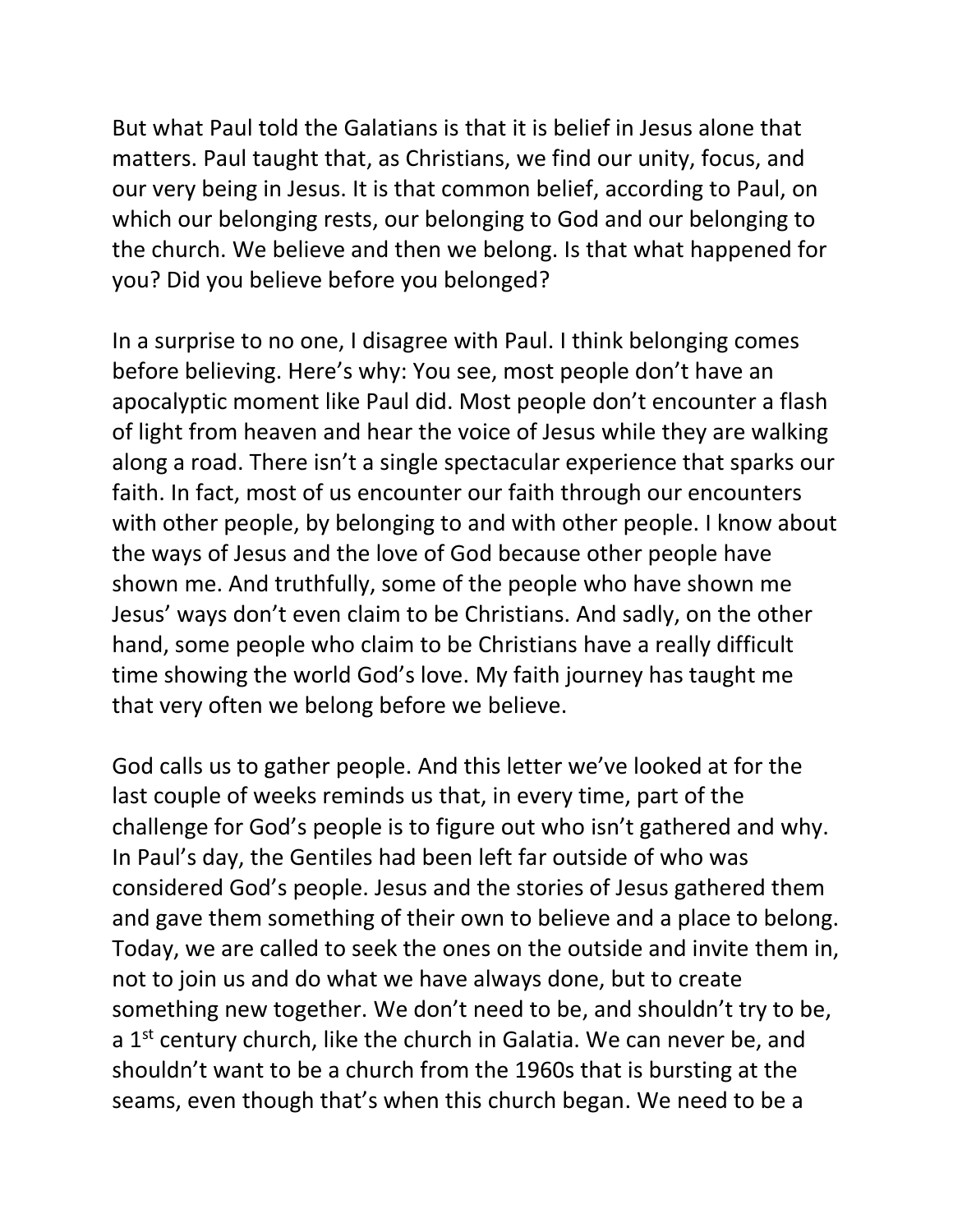But what Paul told the Galatians is that it is belief in Jesus alone that matters. Paul taught that, as Christians, we find our unity, focus, and our very being in Jesus. It is that common belief, according to Paul, on which our belonging rests, our belonging to God and our belonging to the church. We believe and then we belong. Is that what happened for you? Did you believe before you belonged?

In a surprise to no one, I disagree with Paul. I think belonging comes before believing. Here's why: You see, most people don't have an apocalyptic moment like Paul did. Most people don't encounter a flash of light from heaven and hear the voice of Jesus while they are walking along a road. There isn't a single spectacular experience that sparks our faith. In fact, most of us encounter our faith through our encounters with other people, by belonging to and with other people. I know about the ways of Jesus and the love of God because other people have shown me. And truthfully, some of the people who have shown me Jesus' ways don't even claim to be Christians. And sadly, on the other hand, some people who claim to be Christians have a really difficult time showing the world God's love. My faith journey has taught me that very often we belong before we believe.

God calls us to gather people. And this letter we've looked at for the last couple of weeks reminds us that, in every time, part of the challenge for God's people is to figure out who isn't gathered and why. In Paul's day, the Gentiles had been left far outside of who was considered God's people. Jesus and the stories of Jesus gathered them and gave them something of their own to believe and a place to belong. Today, we are called to seek the ones on the outside and invite them in, not to join us and do what we have always done, but to create something new together. We don't need to be, and shouldn't try to be, a 1st century church, like the church in Galatia. We can never be, and shouldn't want to be a church from the 1960s that is bursting at the seams, even though that's when this church began. We need to be a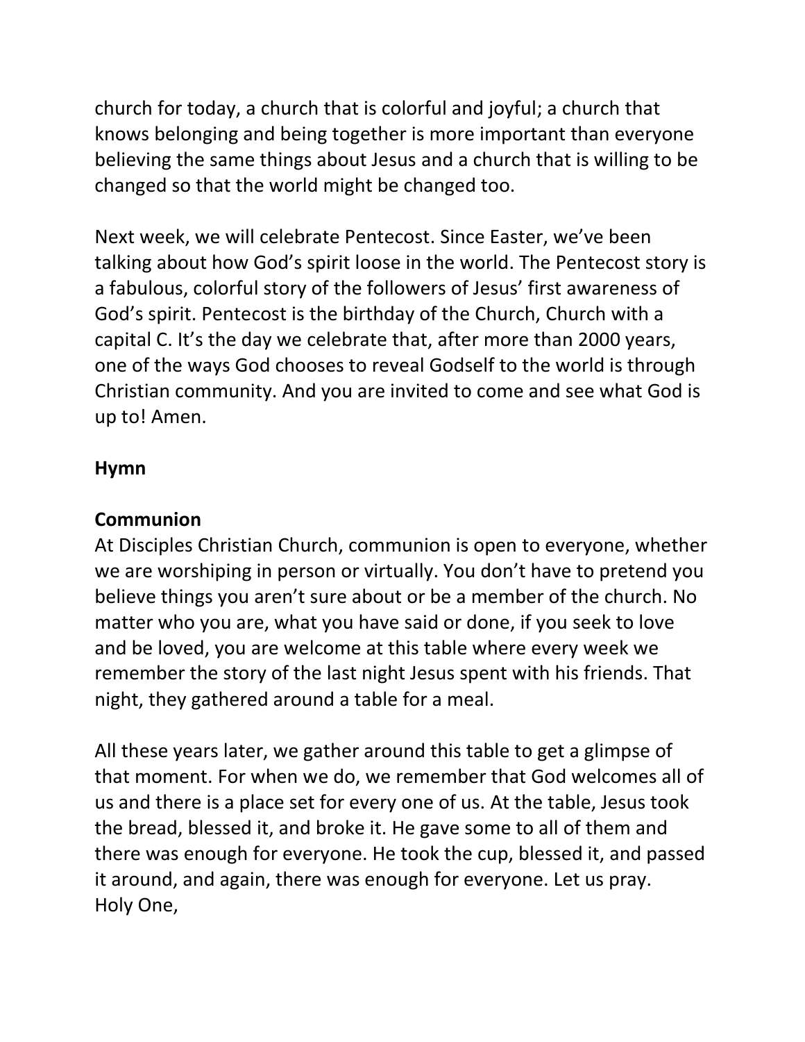church for today, a church that is colorful and joyful; a church that knows belonging and being together is more important than everyone believing the same things about Jesus and a church that is willing to be changed so that the world might be changed too.

Next week, we will celebrate Pentecost. Since Easter, we've been talking about how God's spirit loose in the world. The Pentecost story is a fabulous, colorful story of the followers of Jesus' first awareness of God's spirit. Pentecost is the birthday of the Church, Church with a capital C. It's the day we celebrate that, after more than 2000 years, one of the ways God chooses to reveal Godself to the world is through Christian community. And you are invited to come and see what God is up to! Amen.

**Hymn**

**Communion**

At Disciples Christian Church, communion is open to everyone, whether we are worshiping in person or virtually. You don't have to pretend you believe things you aren't sure about or be a member of the church. No matter who you are, what you have said or done, if you seek to love and be loved, you are welcome at this table where every week we remember the story of the last night Jesus spent with his friends. That night, they gathered around a table for a meal.

All these years later, we gather around this table to get a glimpse of that moment. For when we do, we remember that God welcomes all of us and there is a place set for every one of us. At the table, Jesus took the bread, blessed it, and broke it. He gave some to all of them and there was enough for everyone. He took the cup, blessed it, and passed it around, and again, there was enough for everyone. Let us pray.
Holy One,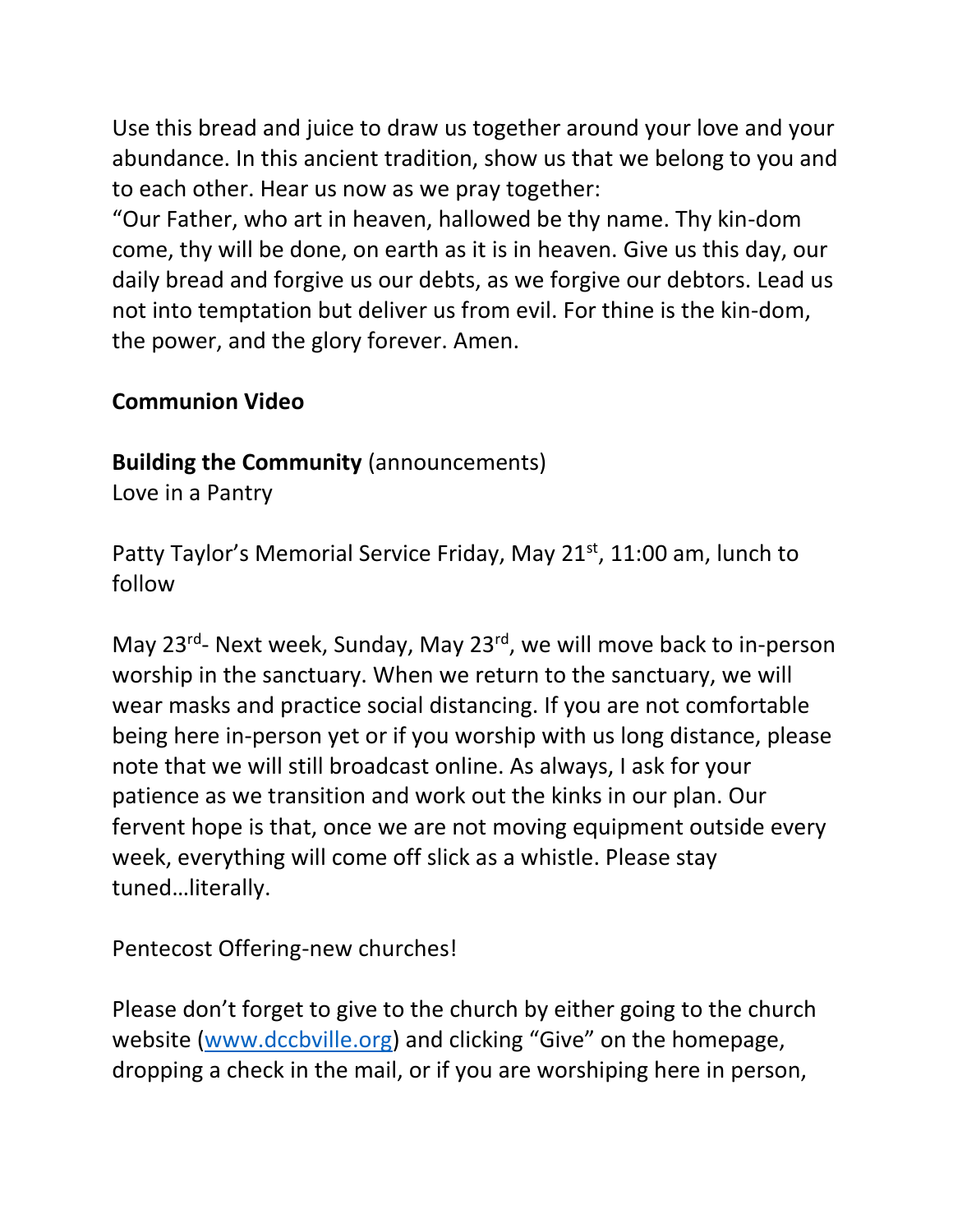Use this bread and juice to draw us together around your love and your abundance. In this ancient tradition, show us that we belong to you and to each other. Hear us now as we pray together:
"Our Father, who art in heaven, hallowed be thy name. Thy kin-dom come, thy will be done, on earth as it is in heaven. Give us this day, our daily bread and forgive us our debts, as we forgive our debtors. Lead us not into temptation but deliver us from evil. For thine is the kin-dom, the power, and the glory forever. Amen.

**Communion Video**

**Building the Community** (announcements)
Love in a Pantry

Patty Taylor's Memorial Service Friday, May 21st, 11:00 am, lunch to follow

May 23rd- Next week, Sunday, May 23rd, we will move back to in-person worship in the sanctuary. When we return to the sanctuary, we will wear masks and practice social distancing. If you are not comfortable being here in-person yet or if you worship with us long distance, please note that we will still broadcast online. As always, I ask for your patience as we transition and work out the kinks in our plan. Our fervent hope is that, once we are not moving equipment outside every week, everything will come off slick as a whistle. Please stay tuned…literally.

Pentecost Offering-new churches!

Please don't forget to give to the church by either going to the church website ([www.dccbville.org](http://www.dccbville.org)) and clicking "Give" on the homepage, dropping a check in the mail, or if you are worshiping here in person,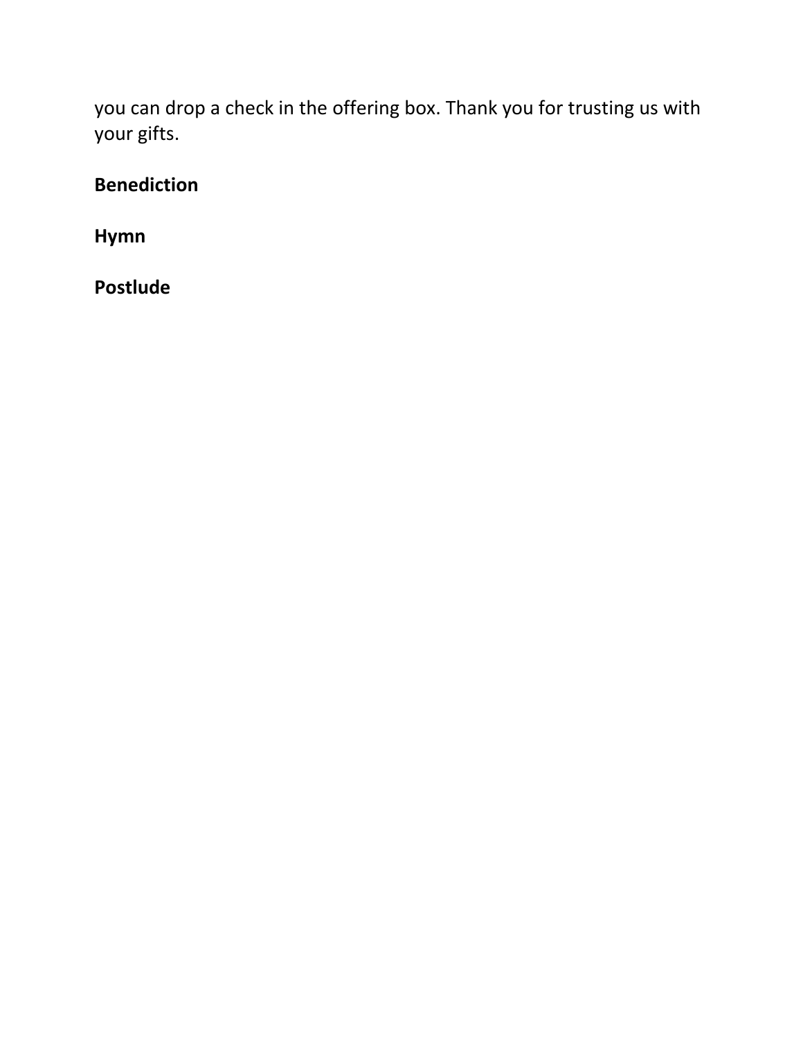you can drop a check in the offering box. Thank you for trusting us with your gifts.

**Benediction**

**Hymn**

**Postlude**